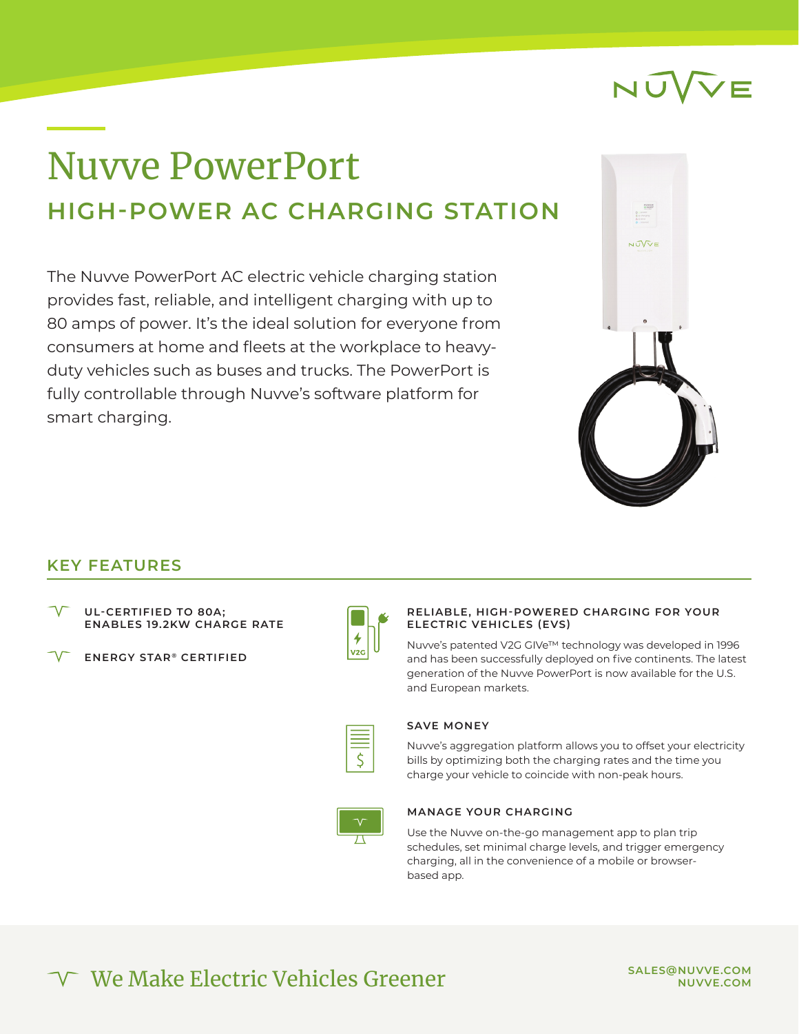# Nuvve PowerPort

## HIGH-POWER AC CHARGING STATION

The Nuvve PowerPort AC electric vehicle charging station provides fast, reliable, and intelligent charging with up to 80 amps of power. It's the ideal solution for everyone from consumers at home and fleets at the workplace to heavy-duty vehicles such as buses and trucks. The PowerPort is fully controllable through Nuvve's software platform for smart charging.

## KEY FEATURES

- **UL-CERTIFIED TO 80A; ENABLES 19.2KW CHARGE RATE**
- **ENERGY STAR® CERTIFIED**

### RELIABLE, HIGH-POWERED CHARGING FOR YOUR ELECTRIC VEHICLES (EVS)

Nuvve's patented V2G GIVe™ technology was developed in 1996 and has been successfully deployed on five continents. The latest generation of the Nuvve PowerPort is now available for the U.S. and European markets.

### SAVE MONEY

Nuvve's aggregation platform allows you to offset your electricity bills by optimizing both the charging rates and the time you charge your vehicle to coincide with non-peak hours.

### MANAGE YOUR CHARGING

Use the Nuvve on-the-go management app to plan trip schedules, set minimal charge levels, and trigger emergency charging, all in the convenience of a mobile or browser-based app.

We Make Electric Vehicles Greener

SALES@NUVVE.COM
NUVVE.COM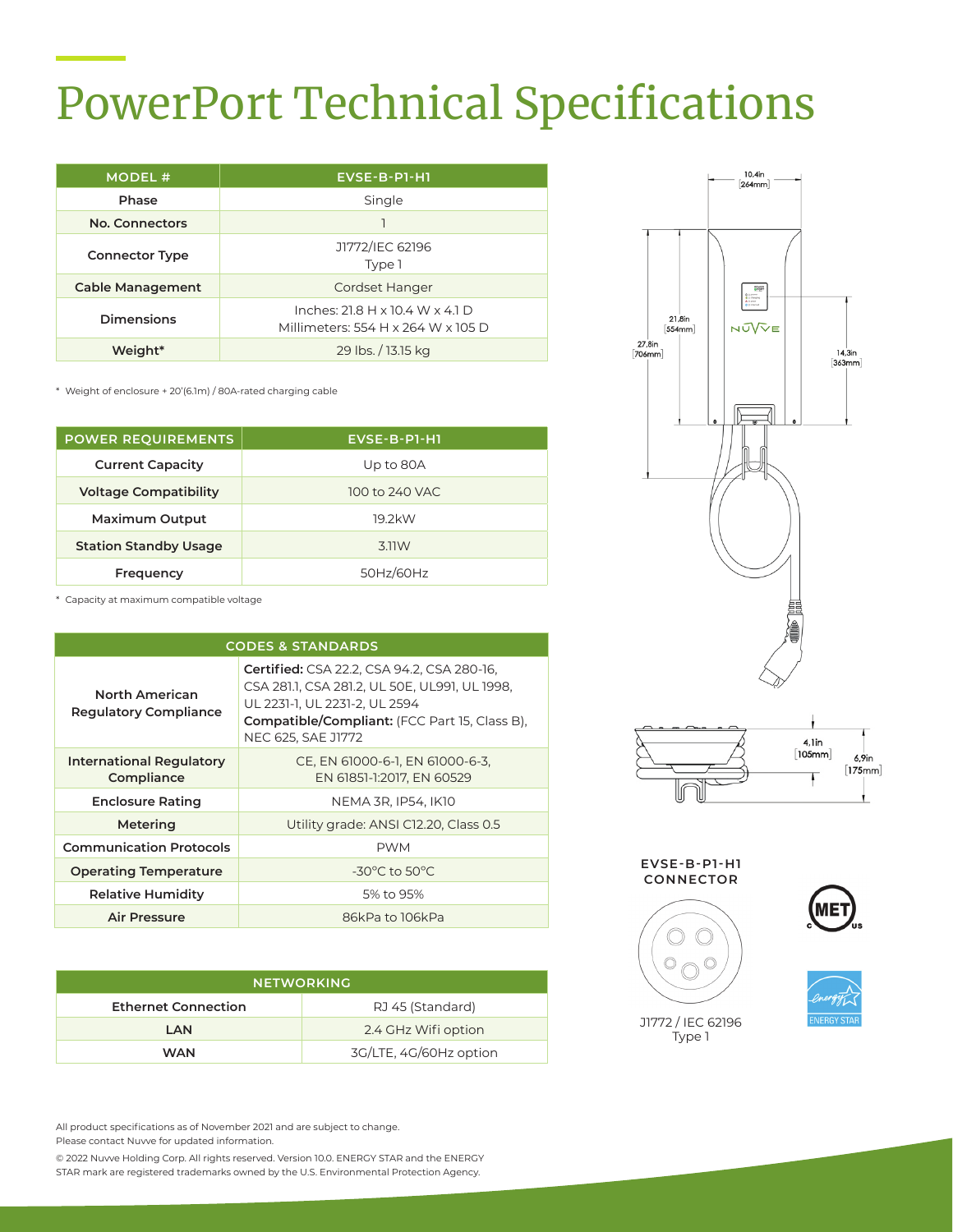# PowerPort Technical Specifications

| MODEL # | EVSE-B-P1-H1 |
| --- | --- |
| Phase | Single |
| No. Connectors | 1 |
| Connector Type | J1772/IEC 62196 Type 1 |
| Cable Management | Cordset Hanger |
| Dimensions | Inches: 21.8 H x 10.4 W x 4.1 D<br>Millimeters: 554 H x 264 W x 105 D |
| Weight* | 29 lbs. / 13.15 kg |

* Weight of enclosure + 20'(6.1m) / 80A-rated charging cable

| POWER REQUIREMENTS | EVSE-B-P1-H1 |
| --- | --- |
| Current Capacity | Up to 80A |
| Voltage Compatibility | 100 to 240 VAC |
| Maximum Output | 19.2kW |
| Station Standby Usage | 3.11W |
| Frequency | 50Hz/60Hz |

* Capacity at maximum compatible voltage

| CODES & STANDARDS | |
| --- | --- |
| North American Regulatory Compliance | **Certified:** CSA 22.2, CSA 94.2, CSA 280-16, CSA 281.1, CSA 281.2, UL 50E, UL991, UL 1998, UL 2231-1, UL 2231-2, UL 2594<br>**Compatible/Compliant:** (FCC Part 15, Class B), NEC 625, SAE J1772 |
| International Regulatory Compliance | CE, EN 61000-6-1, EN 61000-6-3, EN 61851-1:2017, EN 60529 |
| Enclosure Rating | NEMA 3R, IP54, IK10 |
| Metering | Utility grade: ANSI C12.20, Class 0.5 |
| Communication Protocols | PWM |
| Operating Temperature | -30°C to 50°C |
| Relative Humidity | 5% to 95% |
| Air Pressure | 86kPa to 106kPa |

| NETWORKING | |
| --- | --- |
| Ethernet Connection | RJ 45 (Standard) |
| LAN | 2.4 GHz Wifi option |
| WAN | 3G/LTE, 4G/60Hz option |

10.4in [264mm]

21.8in [554mm]

27.8in [706mm]

14.3in [363mm]

4.1in [105mm]

6.9in [175mm]

EVSE-B-P1-H1 CONNECTOR

J1772 / IEC 62196 Type 1

All product specifications as of November 2021 and are subject to change.
Please contact Nuvve for updated information.

© 2022 Nuvve Holding Corp. All rights reserved. Version 10.0. ENERGY STAR and the ENERGY STAR mark are registered trademarks owned by the U.S. Environmental Protection Agency.